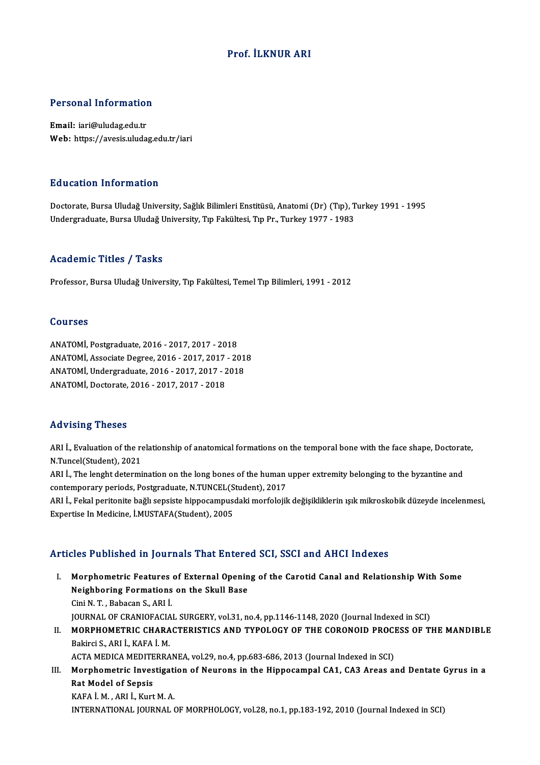# Prof. İLKNUR ARI

## Personal Information

**Email:** iari@uludag.edu.tr
**Web:** https://avesis.uludag.edu.tr/iari

## Education Information

Doctorate, Bursa Uludağ University, Sağlık Bilimleri Enstitüsü, Anatomi (Dr) (Tıp), Turkey 1991 - 1995
Undergraduate, Bursa Uludağ University, Tıp Fakültesi, Tıp Pr., Turkey 1977 - 1983

## Academic Titles / Tasks

Professor, Bursa Uludağ University, Tıp Fakültesi, Temel Tıp Bilimleri, 1991 - 2012

## Courses

ANATOMİ, Postgraduate, 2016 - 2017, 2017 - 2018
ANATOMİ, Associate Degree, 2016 - 2017, 2017 - 2018
ANATOMİ, Undergraduate, 2016 - 2017, 2017 - 2018
ANATOMİ, Doctorate, 2016 - 2017, 2017 - 2018

## Advising Theses

ARI İ., Evaluation of the relationship of anatomical formations on the temporal bone with the face shape, Doctorate, N.Tuncel(Student), 2021
ARI İ., The lenght determination on the long bones of the human upper extremity belonging to the byzantine and contemporary periods, Postgraduate, N.TUNCEL(Student), 2017
ARI İ., Fekal peritonite bağlı sepsiste hippocampusdaki morfolojik değişikliklerin ışık mikroskobik düzeyde incelenmesi, Expertise In Medicine, İ.MUSTAFA(Student), 2005

## Articles Published in Journals That Entered SCI, SSCI and AHCI Indexes

I. **Morphometric Features of External Opening of the Carotid Canal and Relationship With Some Neighboring Formations on the Skull Base**
Cini N. T. , Babacan S., ARI İ.
JOURNAL OF CRANIOFACIAL SURGERY, vol.31, no.4, pp.1146-1148, 2020 (Journal Indexed in SCI)

II. **MORPHOMETRIC CHARACTERISTICS AND TYPOLOGY OF THE CORONOID PROCESS OF THE MANDIBLE**
Bakirci S., ARI İ., KAFA İ. M.
ACTA MEDICA MEDITERRANEA, vol.29, no.4, pp.683-686, 2013 (Journal Indexed in SCI)

III. **Morphometric Investigation of Neurons in the Hippocampal CA1, CA3 Areas and Dentate Gyrus in a Rat Model of Sepsis**
KAFA İ. M. , ARI İ., Kurt M. A.
INTERNATIONAL JOURNAL OF MORPHOLOGY, vol.28, no.1, pp.183-192, 2010 (Journal Indexed in SCI)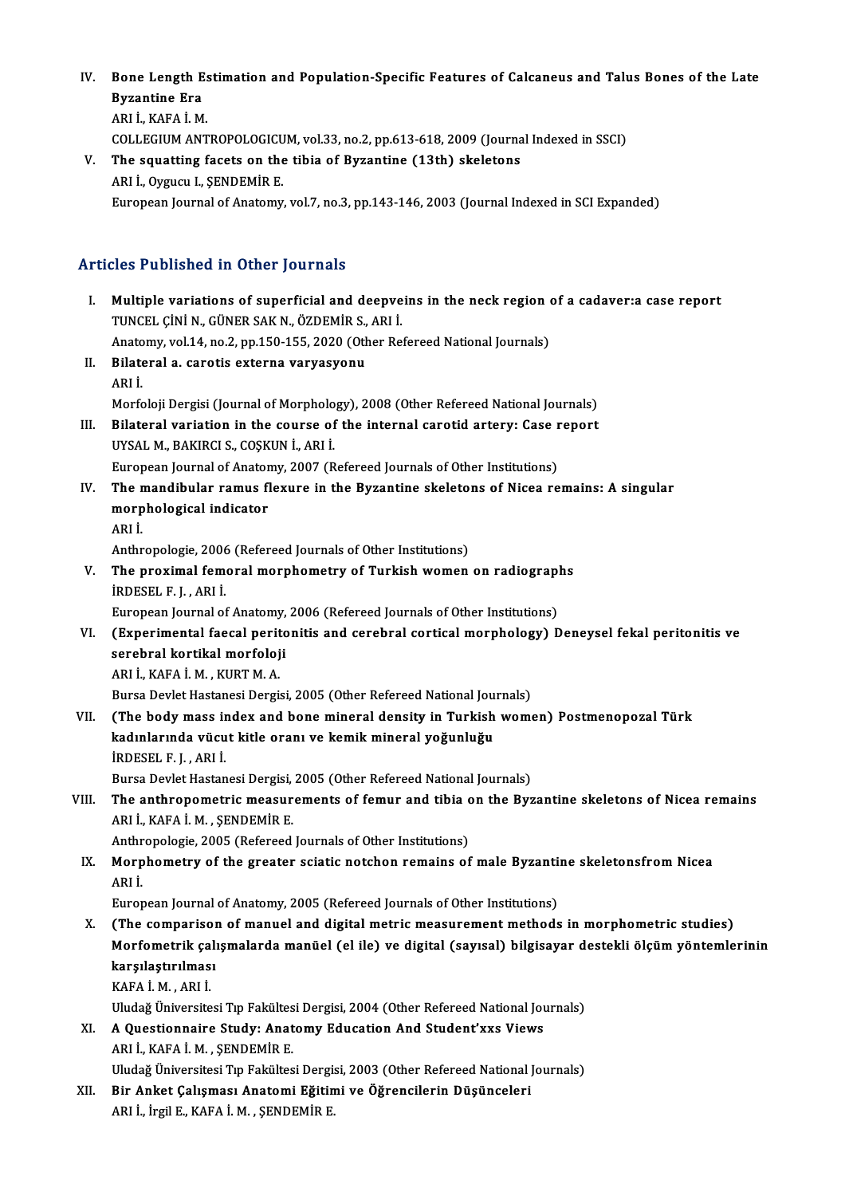IV. **Bone Length Estimation and Population-Specific Features of Calcaneus and Talus Bones of the Late Byzantine Era**
ARI İ., KAFA İ. M.
COLLEGIUM ANTROPOLOGICUM, vol.33, no.2, pp.613-618, 2009 (Journal Indexed in SSCI)

V. **The squatting facets on the tibia of Byzantine (13th) skeletons**
ARI İ., Oygucu I., ŞENDEMİR E.
European Journal of Anatomy, vol.7, no.3, pp.143-146, 2003 (Journal Indexed in SCI Expanded)

## Articles Published in Other Journals

I. **Multiple variations of superficial and deepveins in the neck region of a cadaver:a case report**
TUNCEL ÇİNİ N., GÜNER SAK N., ÖZDEMİR S., ARI İ.
Anatomy, vol.14, no.2, pp.150-155, 2020 (Other Refereed National Journals)

II. **Bilateral a. carotis externa varyasyonu**
ARI İ.
Morfoloji Dergisi (Journal of Morphology), 2008 (Other Refereed National Journals)

III. **Bilateral variation in the course of the internal carotid artery: Case report**
UYSAL M., BAKIRCI S., COŞKUN İ., ARI İ.
European Journal of Anatomy, 2007 (Refereed Journals of Other Institutions)

IV. **The mandibular ramus flexure in the Byzantine skeletons of Nicea remains: A singular morphological indicator**
ARI İ.
Anthropologie, 2006 (Refereed Journals of Other Institutions)

V. **The proximal femoral morphometry of Turkish women on radiographs**
İRDESEL F. J. , ARI İ.
European Journal of Anatomy, 2006 (Refereed Journals of Other Institutions)

VI. **(Experimental faecal peritonitis and cerebral cortical morphology) Deneysel fekal peritonitis ve serebral kortikal morfoloji**
ARI İ., KAFA İ. M. , KURT M. A.
Bursa Devlet Hastanesi Dergisi, 2005 (Other Refereed National Journals)

VII. **(The body mass index and bone mineral density in Turkish women) Postmenopozal Türk kadınlarında vücut kitle oranı ve kemik mineral yoğunluğu**
İRDESEL F. J. , ARI İ.
Bursa Devlet Hastanesi Dergisi, 2005 (Other Refereed National Journals)

VIII. **The anthropometric measurements of femur and tibia on the Byzantine skeletons of Nicea remains**
ARI İ., KAFA İ. M. , ŞENDEMİR E.
Anthropologie, 2005 (Refereed Journals of Other Institutions)

IX. **Morphometry of the greater sciatic notchon remains of male Byzantine skeletonsfrom Nicea**
ARI İ.
European Journal of Anatomy, 2005 (Refereed Journals of Other Institutions)

X. **(The comparison of manuel and digital metric measurement methods in morphometric studies) Morfometrik çalışmalarda manüel (el ile) ve digital (sayısal) bilgisayar destekli ölçüm yöntemlerinin karşılaştırılması**
KAFA İ. M. , ARI İ.
Uludağ Üniversitesi Tıp Fakültesi Dergisi, 2004 (Other Refereed National Journals)

XI. **A Questionnaire Study: Anatomy Education And Student'xxs Views**
ARI İ., KAFA İ. M. , ŞENDEMİR E.
Uludağ Üniversitesi Tıp Fakültesi Dergisi, 2003 (Other Refereed National Journals)

XII. **Bir Anket Çalışması Anatomi Eğitimi ve Öğrencilerin Düşünceleri**
ARI İ., İrgil E., KAFA İ. M. , ŞENDEMİR E.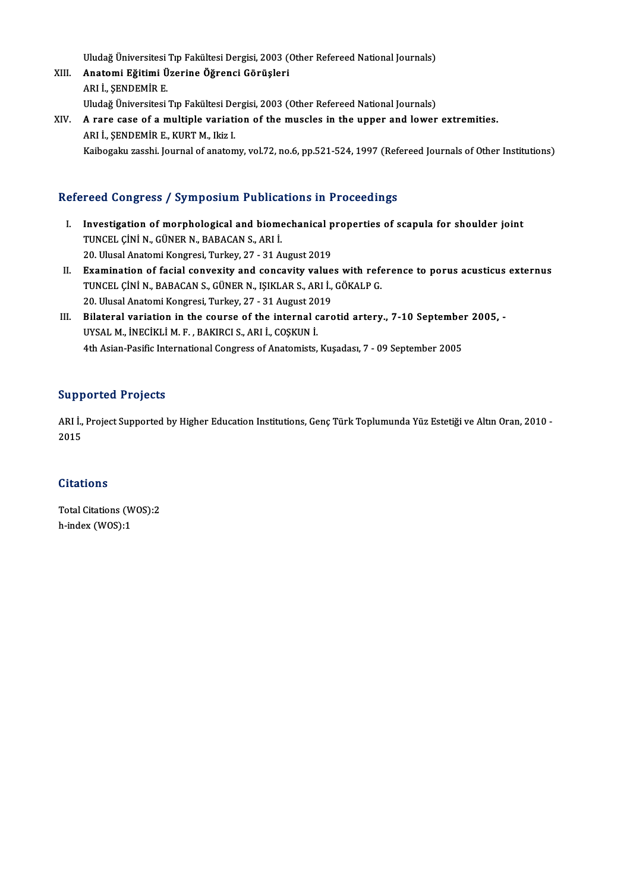Uludağ Üniversitesi Tıp Fakültesi Dergisi, 2003 (Other Refereed National Journals)

XIII. **Anatomi Eğitimi Üzerine Öğrenci Görüşleri**
ARI İ., ŞENDEMİR E.
Uludağ Üniversitesi Tıp Fakültesi Dergisi, 2003 (Other Refereed National Journals)

XIV. **A rare case of a multiple variation of the muscles in the upper and lower extremities.**
ARI İ., ŞENDEMİR E., KURT M., Ikiz I.
Kaibogaku zasshi. Journal of anatomy, vol.72, no.6, pp.521-524, 1997 (Refereed Journals of Other Institutions)

## Refereed Congress / Symposium Publications in Proceedings

I. **Investigation of morphological and biomechanical properties of scapula for shoulder joint**
TUNCEL ÇİNİ N., GÜNER N., BABACAN S., ARI İ.
20. Ulusal Anatomi Kongresi, Turkey, 27 - 31 August 2019

II. **Examination of facial convexity and concavity values with reference to porus acusticus externus**
TUNCEL ÇİNİ N., BABACAN S., GÜNER N., IŞIKLAR S., ARI İ., GÖKALP G.
20. Ulusal Anatomi Kongresi, Turkey, 27 - 31 August 2019

III. **Bilateral variation in the course of the internal carotid artery., 7-10 September 2005, -**
UYSAL M., İNECİKLİ M. F. , BAKIRCI S., ARI İ., COŞKUN İ.
4th Asian-Pasific International Congress of Anatomists, Kuşadası, 7 - 09 September 2005

## Supported Projects

ARI İ., Project Supported by Higher Education Institutions, Genç Türk Toplumunda Yüz Estetiği ve Altın Oran, 2010 - 2015

## Citations

Total Citations (WOS):2
h-index (WOS):1